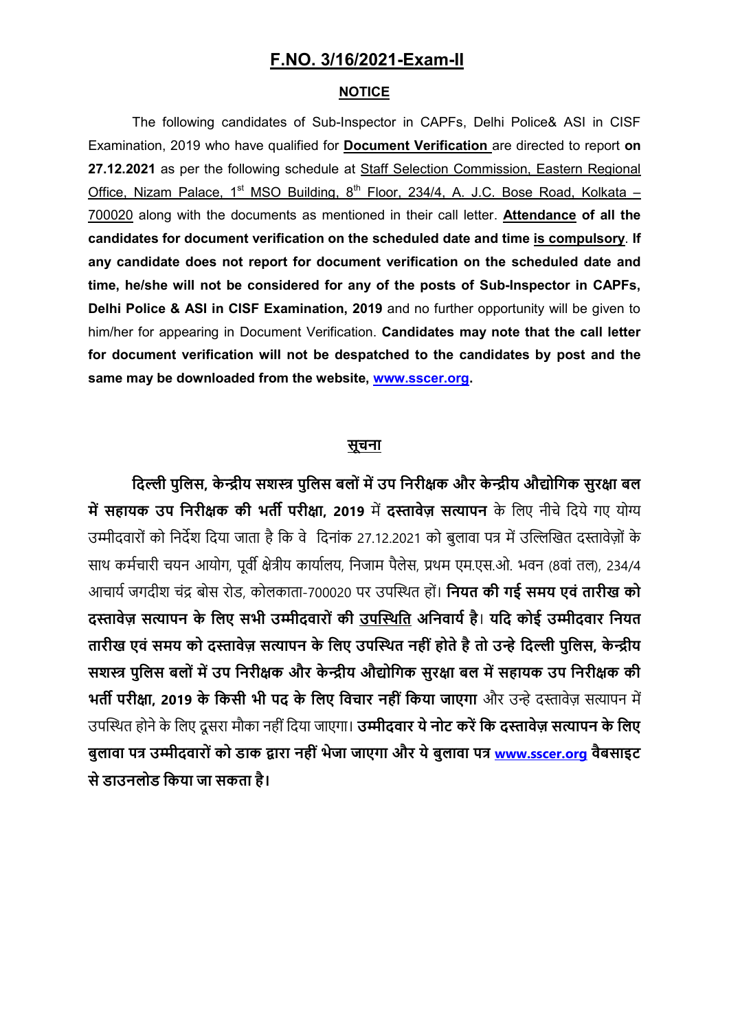# F.NO. 3/16/2021-Exam-II

## NOTICE

The following candidates of Sub-Inspector in CAPFs, Delhi Police& ASI in CISF Examination, 2019 who have qualified for **Document Verification** are directed to report **on 27.12.2021** as per the following schedule at Staff Selection Commission, Eastern Regional Office, Nizam Palace, 1st MSO Building, 8th Floor, 234/4, A. J.C. Bose Road, Kolkata – 700020 along with the documents as mentioned in their call letter. **Attendance of all the candidates for document verification on the scheduled date and time is compulsory**. **If any candidate does not report for document verification on the scheduled date and time, he/she will not be considered for any of the posts of Sub-Inspector in CAPFs, Delhi Police & ASI in CISF Examination, 2019** and no further opportunity will be given to him/her for appearing in Document Verification. **Candidates may note that the call letter for document verification will not be despatched to the candidates by post and the same may be downloaded from the website, www.sscer.org.**

## सूचना

**दिल्ली पुलिस, केन्द्रीय सशस्त्र पुलिस बलों में उप निरीक्षक और केन्द्रीय औद्योगिक सुरक्षा बल में सहायक उप निरीक्षक की भर्ती परीक्षा, 2019** में **दस्तावेज़ सत्यापन** के लिए नीचे दिये गए योग्य उम्मीदवारों को निर्देश दिया जाता है कि वे दिनांक 27.12.2021 को बुलावा पत्र में उल्लिखित दस्तावेज़ों के साथ कर्मचारी चयन आयोग, पूर्वी क्षेत्रीय कार्यालय, निजाम पैलेस, प्रथम एम.एस.ओ. भवन (8वां तल), 234/4 आचार्य जगदीश चंद्र बोस रोड, कोलकाता-700020 पर उपस्थित हों। **नियत की गई समय एवं तारीख को दस्तावेज़ सत्यापन के लिए सभी उम्मीदवारों की उपस्थिति अनिवार्य है। यदि कोई उम्मीदवार नियत तारीख एवं समय को दस्तावेज़ सत्यापन के लिए उपस्थित नहीं होते है तो उन्हे दिल्ली पुलिस, केन्द्रीय सशस्त्र पुलिस बलों में उप निरीक्षक और केन्द्रीय औद्योगिक सुरक्षा बल में सहायक उप निरीक्षक की भर्ती परीक्षा, 2019 के किसी भी पद के लिए विचार नहीं किया जाएगा** और उन्हे दस्तावेज़ सत्यापन में उपस्थित होने के लिए दूसरा मौका नहीं दिया जाएगा। **उम्मीदवार ये नोट करें कि दस्तावेज़ सत्यापन के लिए बुलावा पत्र उम्मीदवारों को डाक द्वारा नहीं भेजा जाएगा और ये बुलावा पत्र www.sscer.org वैबसाइट से डाउनलोड किया जा सकता है।**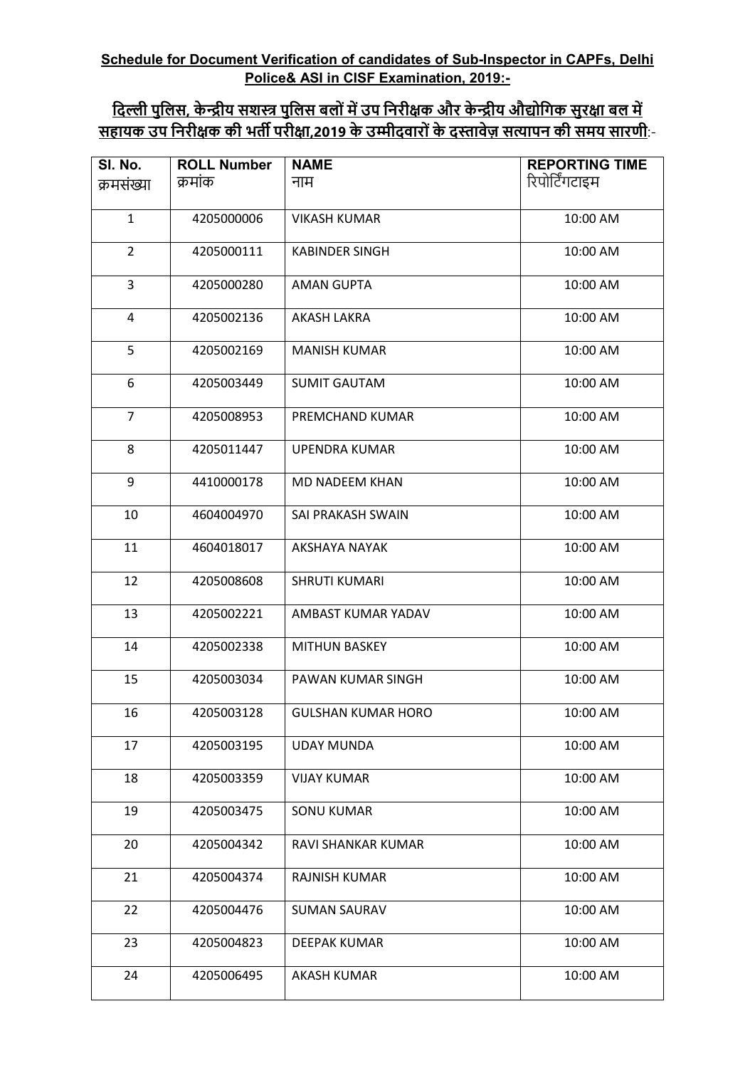**Schedule for Document Verification of candidates of Sub-Inspector in CAPFs, Delhi Police& ASI in CISF Examination, 2019:-**

**दिल्ली पुलिस, केन्द्रीय सशस्त्र पुलिस बलों में उप निरीक्षक और केन्द्रीय औद्योगिक सुरक्षा बल में सहायक उप निरीक्षक की भर्ती परीक्षा,2019 के उम्मीदवारों के दस्तावेज़ सत्यापन की समय सारणी**:-

| Sl. No. क्रमसंख्या | ROLL Number क्रमांक | NAME नाम | REPORTING TIME रिपोर्टिंगटाइम |
|---|---|---|---|
| 1 | 4205000006 | VIKASH KUMAR | 10:00 AM |
| 2 | 4205000111 | KABINDER SINGH | 10:00 AM |
| 3 | 4205000280 | AMAN GUPTA | 10:00 AM |
| 4 | 4205002136 | AKASH LAKRA | 10:00 AM |
| 5 | 4205002169 | MANISH KUMAR | 10:00 AM |
| 6 | 4205003449 | SUMIT GAUTAM | 10:00 AM |
| 7 | 4205008953 | PREMCHAND KUMAR | 10:00 AM |
| 8 | 4205011447 | UPENDRA KUMAR | 10:00 AM |
| 9 | 4410000178 | MD NADEEM KHAN | 10:00 AM |
| 10 | 4604004970 | SAI PRAKASH SWAIN | 10:00 AM |
| 11 | 4604018017 | AKSHAYA NAYAK | 10:00 AM |
| 12 | 4205008608 | SHRUTI KUMARI | 10:00 AM |
| 13 | 4205002221 | AMBAST KUMAR YADAV | 10:00 AM |
| 14 | 4205002338 | MITHUN BASKEY | 10:00 AM |
| 15 | 4205003034 | PAWAN KUMAR SINGH | 10:00 AM |
| 16 | 4205003128 | GULSHAN KUMAR HORO | 10:00 AM |
| 17 | 4205003195 | UDAY MUNDA | 10:00 AM |
| 18 | 4205003359 | VIJAY KUMAR | 10:00 AM |
| 19 | 4205003475 | SONU KUMAR | 10:00 AM |
| 20 | 4205004342 | RAVI SHANKAR KUMAR | 10:00 AM |
| 21 | 4205004374 | RAJNISH KUMAR | 10:00 AM |
| 22 | 4205004476 | SUMAN SAURAV | 10:00 AM |
| 23 | 4205004823 | DEEPAK KUMAR | 10:00 AM |
| 24 | 4205006495 | AKASH KUMAR | 10:00 AM |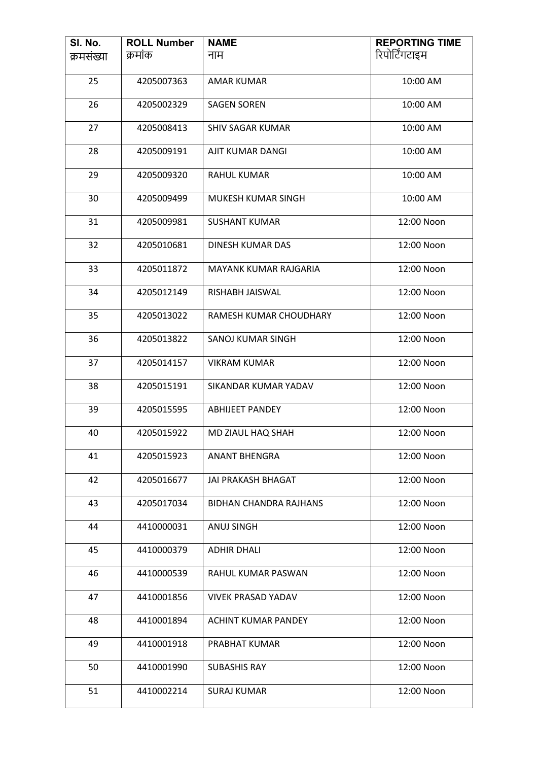| Sl. No. क्रमसंख्या | ROLL Number क्रमांक | NAME नाम | REPORTING TIME रिपोर्टिंगटाइम |
|---|---|---|---|
| 25 | 4205007363 | AMAR KUMAR | 10:00 AM |
| 26 | 4205002329 | SAGEN SOREN | 10:00 AM |
| 27 | 4205008413 | SHIV SAGAR KUMAR | 10:00 AM |
| 28 | 4205009191 | AJIT KUMAR DANGI | 10:00 AM |
| 29 | 4205009320 | RAHUL KUMAR | 10:00 AM |
| 30 | 4205009499 | MUKESH KUMAR SINGH | 10:00 AM |
| 31 | 4205009981 | SUSHANT KUMAR | 12:00 Noon |
| 32 | 4205010681 | DINESH KUMAR DAS | 12:00 Noon |
| 33 | 4205011872 | MAYANK KUMAR RAJGARIA | 12:00 Noon |
| 34 | 4205012149 | RISHABH JAISWAL | 12:00 Noon |
| 35 | 4205013022 | RAMESH KUMAR CHOUDHARY | 12:00 Noon |
| 36 | 4205013822 | SANOJ KUMAR SINGH | 12:00 Noon |
| 37 | 4205014157 | VIKRAM KUMAR | 12:00 Noon |
| 38 | 4205015191 | SIKANDAR KUMAR YADAV | 12:00 Noon |
| 39 | 4205015595 | ABHIJEET PANDEY | 12:00 Noon |
| 40 | 4205015922 | MD ZIAUL HAQ SHAH | 12:00 Noon |
| 41 | 4205015923 | ANANT BHENGRA | 12:00 Noon |
| 42 | 4205016677 | JAI PRAKASH BHAGAT | 12:00 Noon |
| 43 | 4205017034 | BIDHAN CHANDRA RAJHANS | 12:00 Noon |
| 44 | 4410000031 | ANUJ SINGH | 12:00 Noon |
| 45 | 4410000379 | ADHIR DHALI | 12:00 Noon |
| 46 | 4410000539 | RAHUL KUMAR PASWAN | 12:00 Noon |
| 47 | 4410001856 | VIVEK PRASAD YADAV | 12:00 Noon |
| 48 | 4410001894 | ACHINT KUMAR PANDEY | 12:00 Noon |
| 49 | 4410001918 | PRABHAT KUMAR | 12:00 Noon |
| 50 | 4410001990 | SUBASHIS RAY | 12:00 Noon |
| 51 | 4410002214 | SURAJ KUMAR | 12:00 Noon |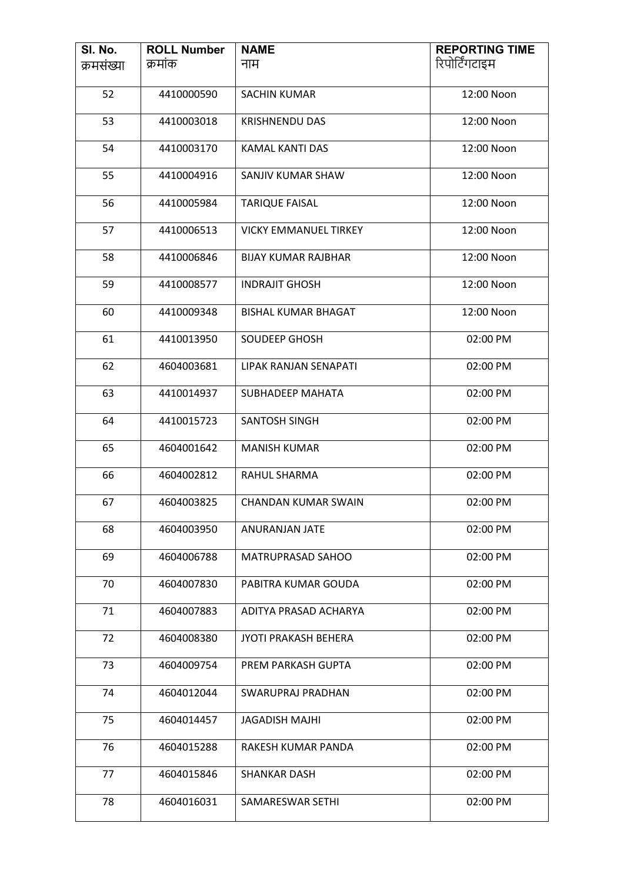| Sl. No. क्रमसंख्या | ROLL Number क्रमांक | NAME नाम | REPORTING TIME रिपोर्टिंगटाइम |
|---|---|---|---|
| 52 | 4410000590 | SACHIN KUMAR | 12:00 Noon |
| 53 | 4410003018 | KRISHNENDU DAS | 12:00 Noon |
| 54 | 4410003170 | KAMAL KANTI DAS | 12:00 Noon |
| 55 | 4410004916 | SANJIV KUMAR SHAW | 12:00 Noon |
| 56 | 4410005984 | TARIQUE FAISAL | 12:00 Noon |
| 57 | 4410006513 | VICKY EMMANUEL TIRKEY | 12:00 Noon |
| 58 | 4410006846 | BIJAY KUMAR RAJBHAR | 12:00 Noon |
| 59 | 4410008577 | INDRAJIT GHOSH | 12:00 Noon |
| 60 | 4410009348 | BISHAL KUMAR BHAGAT | 12:00 Noon |
| 61 | 4410013950 | SOUDEEP GHOSH | 02:00 PM |
| 62 | 4604003681 | LIPAK RANJAN SENAPATI | 02:00 PM |
| 63 | 4410014937 | SUBHADEEP MAHATA | 02:00 PM |
| 64 | 4410015723 | SANTOSH SINGH | 02:00 PM |
| 65 | 4604001642 | MANISH KUMAR | 02:00 PM |
| 66 | 4604002812 | RAHUL SHARMA | 02:00 PM |
| 67 | 4604003825 | CHANDAN KUMAR SWAIN | 02:00 PM |
| 68 | 4604003950 | ANURANJAN JATE | 02:00 PM |
| 69 | 4604006788 | MATRUPRASAD SAHOO | 02:00 PM |
| 70 | 4604007830 | PABITRA KUMAR GOUDA | 02:00 PM |
| 71 | 4604007883 | ADITYA PRASAD ACHARYA | 02:00 PM |
| 72 | 4604008380 | JYOTI PRAKASH BEHERA | 02:00 PM |
| 73 | 4604009754 | PREM PARKASH GUPTA | 02:00 PM |
| 74 | 4604012044 | SWARUPRAJ PRADHAN | 02:00 PM |
| 75 | 4604014457 | JAGADISH MAJHI | 02:00 PM |
| 76 | 4604015288 | RAKESH KUMAR PANDA | 02:00 PM |
| 77 | 4604015846 | SHANKAR DASH | 02:00 PM |
| 78 | 4604016031 | SAMARESWAR SETHI | 02:00 PM |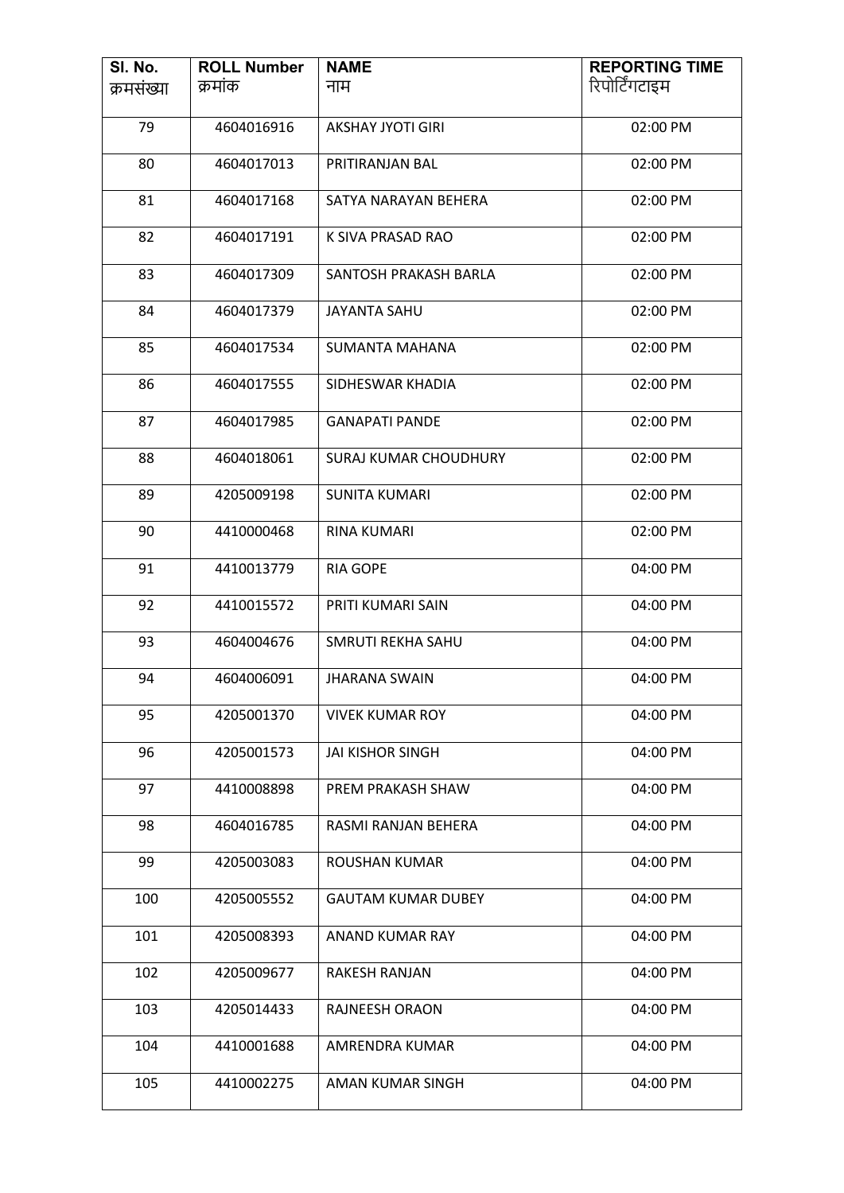| Sl. No. क्रमसंख्या | ROLL Number क्रमांक | NAME नाम | REPORTING TIME रिपोर्टिंगटाइम |
|---|---|---|---|
| 79 | 4604016916 | AKSHAY JYOTI GIRI | 02:00 PM |
| 80 | 4604017013 | PRITIRANJAN BAL | 02:00 PM |
| 81 | 4604017168 | SATYA NARAYAN BEHERA | 02:00 PM |
| 82 | 4604017191 | K SIVA PRASAD RAO | 02:00 PM |
| 83 | 4604017309 | SANTOSH PRAKASH BARLA | 02:00 PM |
| 84 | 4604017379 | JAYANTA SAHU | 02:00 PM |
| 85 | 4604017534 | SUMANTA MAHANA | 02:00 PM |
| 86 | 4604017555 | SIDHESWAR KHADIA | 02:00 PM |
| 87 | 4604017985 | GANAPATI PANDE | 02:00 PM |
| 88 | 4604018061 | SURAJ KUMAR CHOUDHURY | 02:00 PM |
| 89 | 4205009198 | SUNITA KUMARI | 02:00 PM |
| 90 | 4410000468 | RINA KUMARI | 02:00 PM |
| 91 | 4410013779 | RIA GOPE | 04:00 PM |
| 92 | 4410015572 | PRITI KUMARI SAIN | 04:00 PM |
| 93 | 4604004676 | SMRUTI REKHA SAHU | 04:00 PM |
| 94 | 4604006091 | JHARANA SWAIN | 04:00 PM |
| 95 | 4205001370 | VIVEK KUMAR ROY | 04:00 PM |
| 96 | 4205001573 | JAI KISHOR SINGH | 04:00 PM |
| 97 | 4410008898 | PREM PRAKASH SHAW | 04:00 PM |
| 98 | 4604016785 | RASMI RANJAN BEHERA | 04:00 PM |
| 99 | 4205003083 | ROUSHAN KUMAR | 04:00 PM |
| 100 | 4205005552 | GAUTAM KUMAR DUBEY | 04:00 PM |
| 101 | 4205008393 | ANAND KUMAR RAY | 04:00 PM |
| 102 | 4205009677 | RAKESH RANJAN | 04:00 PM |
| 103 | 4205014433 | RAJNEESH ORAON | 04:00 PM |
| 104 | 4410001688 | AMRENDRA KUMAR | 04:00 PM |
| 105 | 4410002275 | AMAN KUMAR SINGH | 04:00 PM |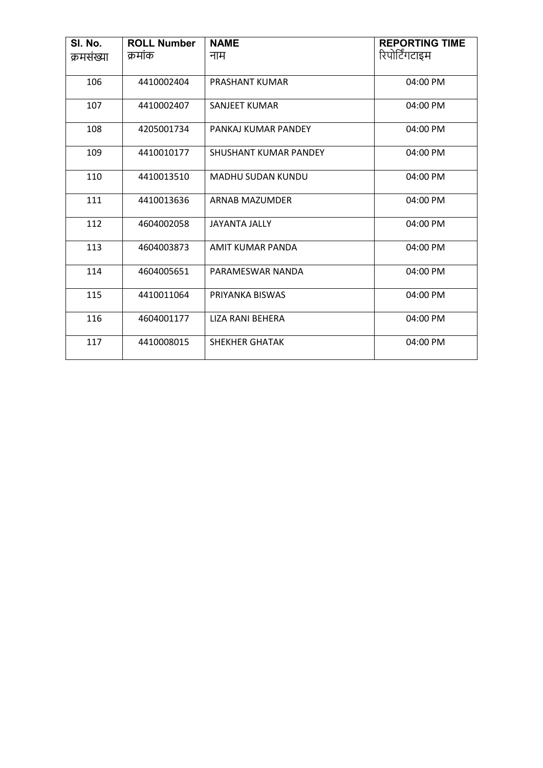| Sl. No. क्रमसंख्या | ROLL Number क्रमांक | NAME नाम | REPORTING TIME रिपोर्टिंगटाइम |
|---|---|---|---|
| 106 | 4410002404 | PRASHANT KUMAR | 04:00 PM |
| 107 | 4410002407 | SANJEET KUMAR | 04:00 PM |
| 108 | 4205001734 | PANKAJ KUMAR PANDEY | 04:00 PM |
| 109 | 4410010177 | SHUSHANT KUMAR PANDEY | 04:00 PM |
| 110 | 4410013510 | MADHU SUDAN KUNDU | 04:00 PM |
| 111 | 4410013636 | ARNAB MAZUMDER | 04:00 PM |
| 112 | 4604002058 | JAYANTA JALLY | 04:00 PM |
| 113 | 4604003873 | AMIT KUMAR PANDA | 04:00 PM |
| 114 | 4604005651 | PARAMESWAR NANDA | 04:00 PM |
| 115 | 4410011064 | PRIYANKA BISWAS | 04:00 PM |
| 116 | 4604001177 | LIZA RANI BEHERA | 04:00 PM |
| 117 | 4410008015 | SHEKHER GHATAK | 04:00 PM |